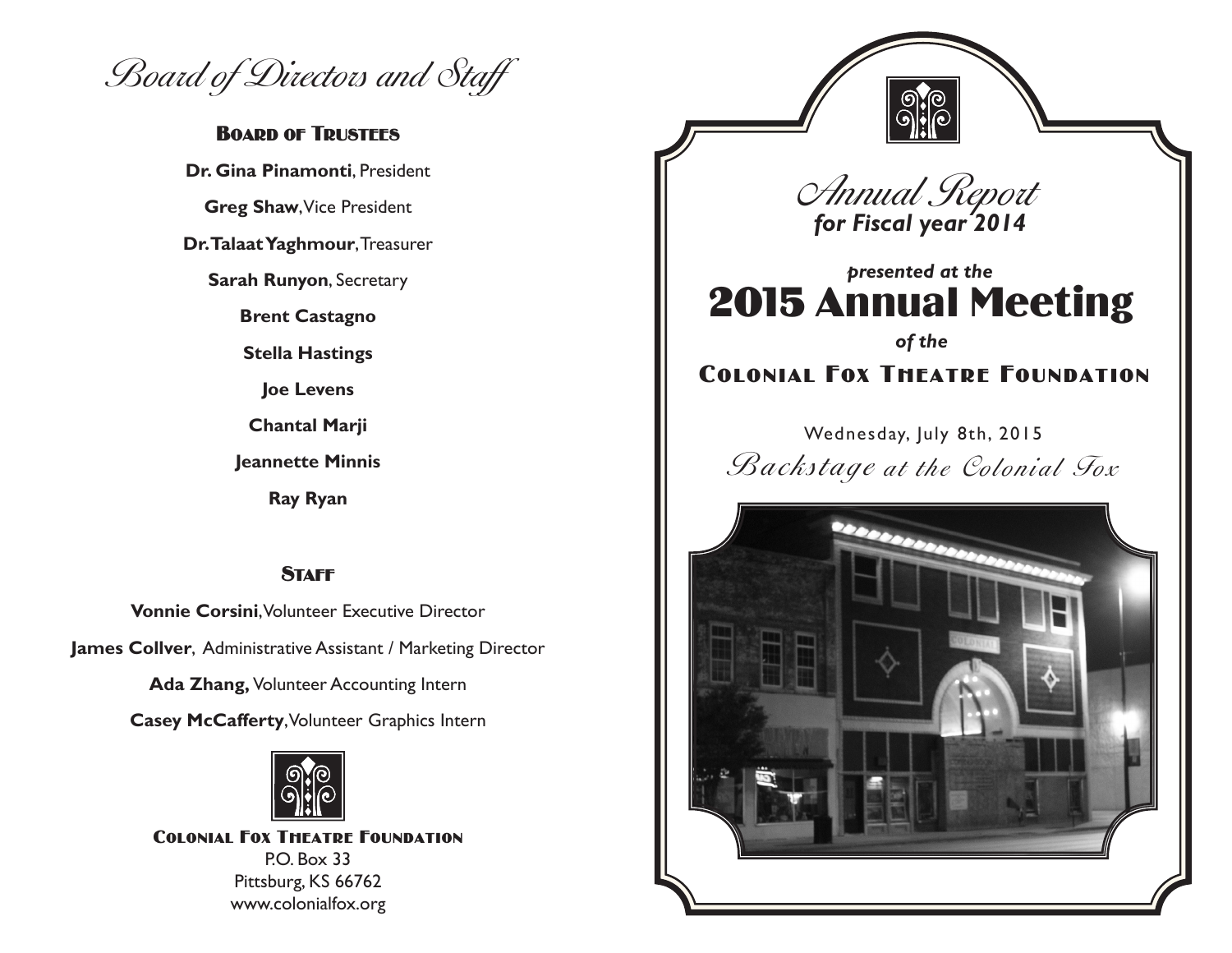# Board of Directors and Staff

## Board of Trustees

**Dr. Gina Pinamonti**, President

**Greg Shaw**, Vice President

**Dr. Talaat Yaghmour**, Treasurer

**Sarah Runyon**, Secretary

**Brent Castagno**

**Stella Hastings**

**Joe Levens**

**Chantal Marji**

**Jeannette Minnis**

**Ray Ryan**

## Staff

**Vonnie Corsini**, Volunteer Executive Director

**James Collver**, Administrative Assistant / Marketing Director

**Ada Zhang,** Volunteer Accounting Intern

**Casey McCafferty**, Volunteer Graphics Intern

**Colonial Fox Theatre Foundation**
P.O. Box 33
Pittsburg, KS 66762
www.colonialfox.org

# Annual Report

***for Fiscal year 2014***

***presented at the***

# 2015 Annual Meeting

***of the***

## Colonial Fox Theatre Foundation

Wednesday, July 8th, 2015

*Backstage at the Colonial Fox*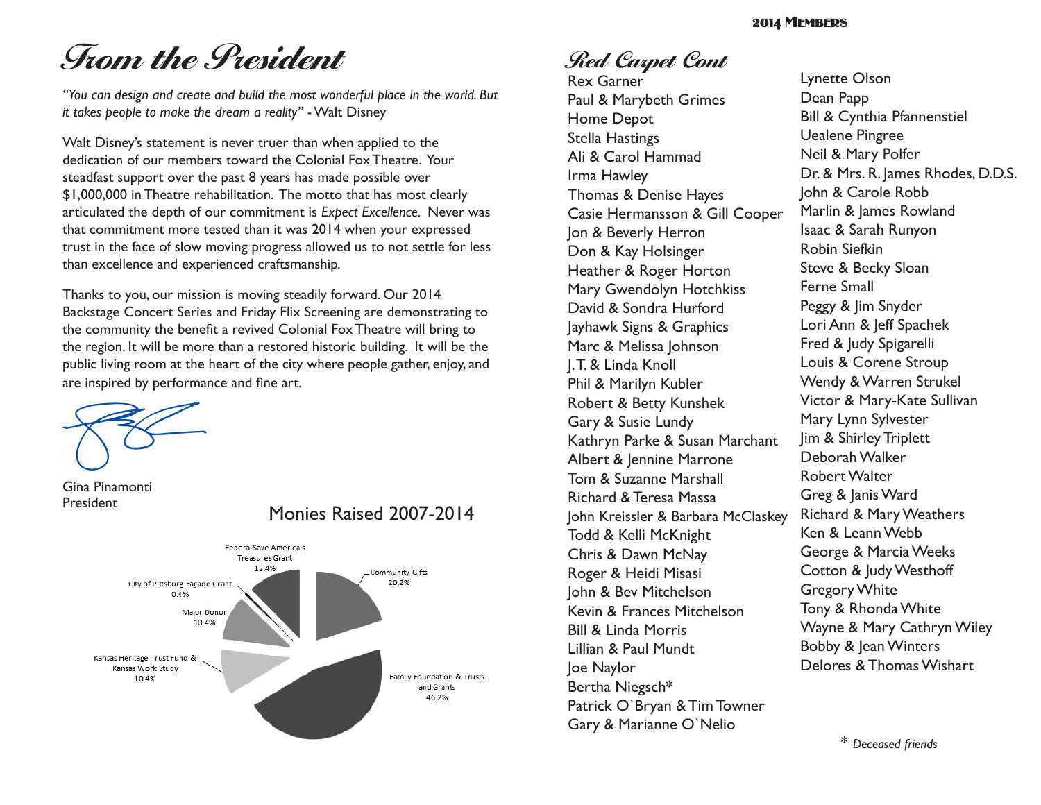# From the President

*"You can design and create and build the most wonderful place in the world. But it takes people to make the dream a reality"* - Walt Disney

Walt Disney's statement is never truer than when applied to the dedication of our members toward the Colonial Fox Theatre. Your steadfast support over the past 8 years has made possible over $1,000,000 in Theatre rehabilitation. The motto that has most clearly articulated the depth of our commitment is *Expect Excellence*. Never was that commitment more tested than it was 2014 when your expressed trust in the face of slow moving progress allowed us to not settle for less than excellence and experienced craftsmanship.

Thanks to you, our mission is moving steadily forward. Our 2014 Backstage Concert Series and Friday Flix Screening are demonstrating to the community the benefit a revived Colonial Fox Theatre will bring to the region. It will be more than a restored historic building. It will be the public living room at the heart of the city where people gather, enjoy, and are inspired by performance and fine art.

Gina Pinamonti
President

## Monies Raised 2007-2014

| Source | Percent |
| --- | --- |
| Federal Save America's Treasures Grant | 12.4% |
| Community Gifts | 20.2% |
| Family Foundation & Trusts and Grants | 46.2% |
| Kansas Heritage Trust Fund & Kansas Work Study | 10.4% |
| Major Donor | 10.4% |
| City of Pittsburg Façade Grant | 0.4% |

## 2014 Members

### Red Carpet Cont

Rex Garner
Paul & Marybeth Grimes
Home Depot
Stella Hastings
Ali & Carol Hammad
Irma Hawley
Thomas & Denise Hayes
Casie Hermansson & Gill Cooper
Jon & Beverly Herron
Don & Kay Holsinger
Heather & Roger Horton
Mary Gwendolyn Hotchkiss
David & Sondra Hurford
Jayhawk Signs & Graphics
Marc & Melissa Johnson
J.T. & Linda Knoll
Phil & Marilyn Kubler
Robert & Betty Kunshek
Gary & Susie Lundy
Kathryn Parke & Susan Marchant
Albert & Jennine Marrone
Tom & Suzanne Marshall
Richard & Teresa Massa
John Kreissler & Barbara McClaskey
Todd & Kelli McKnight
Chris & Dawn McNay
Roger & Heidi Misasi
John & Bev Mitchelson
Kevin & Frances Mitchelson
Bill & Linda Morris
Lillian & Paul Mundt
Joe Naylor
Bertha Niegsch*
Patrick O`Bryan & Tim Towner
Gary & Marianne O`Nelio
Lynette Olson
Dean Papp
Bill & Cynthia Pfannenstiel
Uealene Pingree
Neil & Mary Polfer
Dr. & Mrs. R. James Rhodes, D.D.S.
John & Carole Robb
Marlin & James Rowland
Isaac & Sarah Runyon
Robin Siefkin
Steve & Becky Sloan
Ferne Small
Peggy & Jim Snyder
Lori Ann & Jeff Spachek
Fred & Judy Spigarelli
Louis & Corene Stroup
Wendy & Warren Strukel
Victor & Mary-Kate Sullivan
Mary Lynn Sylvester
Jim & Shirley Triplett
Deborah Walker
Robert Walter
Greg & Janis Ward
Richard & Mary Weathers
Ken & Leann Webb
George & Marcia Weeks
Cotton & Judy Westhoff
Gregory White
Tony & Rhonda White
Wayne & Mary Cathryn Wiley
Bobby & Jean Winters
Delores & Thomas Wishart

\* *Deceased friends*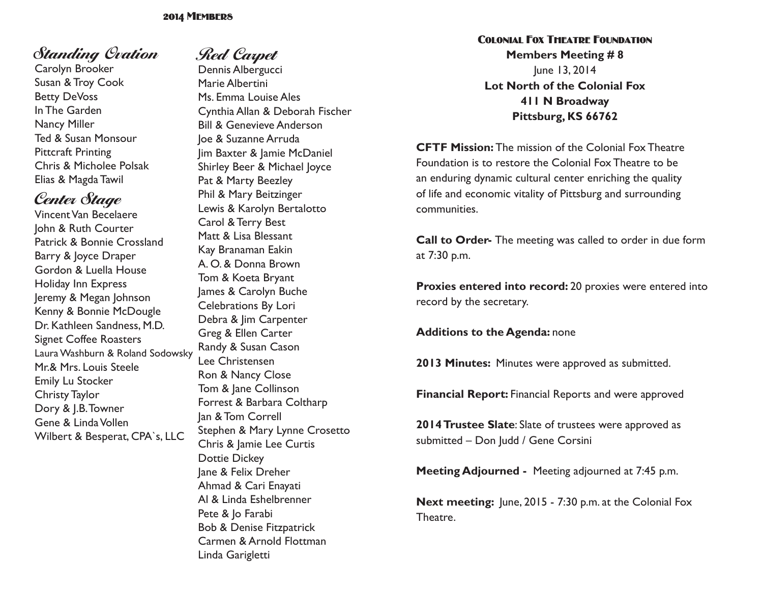## 2014 Members

### Standing Ovation

Carolyn Brooker
Susan & Troy Cook
Betty DeVoss
In The Garden
Nancy Miller
Ted & Susan Monsour
Pittcraft Printing
Chris & Micholee Polsak
Elias & Magda Tawil

### Center Stage

Vincent Van Becelaere
John & Ruth Courter
Patrick & Bonnie Crossland
Barry & Joyce Draper
Gordon & Luella House
Holiday Inn Express
Jeremy & Megan Johnson
Kenny & Bonnie McDougle
Dr. Kathleen Sandness, M.D.
Signet Coffee Roasters
Laura Washburn & Roland Sodowsky
Mr.& Mrs. Louis Steele
Emily Lu Stocker
Christy Taylor
Dory & J.B. Towner
Gene & Linda Vollen
Wilbert & Besperat, CPA`s, LLC

### Red Carpet

Dennis Albergucci
Marie Albertini
Ms. Emma Louise Ales
Cynthia Allan & Deborah Fischer
Bill & Genevieve Anderson
Joe & Suzanne Arruda
Jim Baxter & Jamie McDaniel
Shirley Beer & Michael Joyce
Pat & Marty Beezley
Phil & Mary Beitzinger
Lewis & Karolyn Bertalotto
Carol & Terry Best
Matt & Lisa Blessant
Kay Branaman Eakin
A. O. & Donna Brown
Tom & Koeta Bryant
James & Carolyn Buche
Celebrations By Lori
Debra & Jim Carpenter
Greg & Ellen Carter
Randy & Susan Cason
Lee Christensen
Ron & Nancy Close
Tom & Jane Collinson
Forrest & Barbara Coltharp
Jan & Tom Correll
Stephen & Mary Lynne Crosetto
Chris & Jamie Lee Curtis
Dottie Dickey
Jane & Felix Dreher
Ahmad & Cari Enayati
Al & Linda Eshelbrenner
Pete & Jo Farabi
Bob & Denise Fitzpatrick
Carmen & Arnold Flottman
Linda Garigletti

## Colonial Fox Theatre Foundation

**Members Meeting # 8**
June 13, 2014
**Lot North of the Colonial Fox**
**411 N Broadway**
**Pittsburg, KS 66762**

**CFTF Mission:** The mission of the Colonial Fox Theatre Foundation is to restore the Colonial Fox Theatre to be an enduring dynamic cultural center enriching the quality of life and economic vitality of Pittsburg and surrounding communities.

**Call to Order-** The meeting was called to order in due form at 7:30 p.m.

**Proxies entered into record:** 20 proxies were entered into record by the secretary.

**Additions to the Agenda:** none

**2013 Minutes:** Minutes were approved as submitted.

**Financial Report:** Financial Reports and were approved

**2014 Trustee Slate**: Slate of trustees were approved as submitted – Don Judd / Gene Corsini

**Meeting Adjourned -** Meeting adjourned at 7:45 p.m.

**Next meeting:** June, 2015 - 7:30 p.m. at the Colonial Fox Theatre.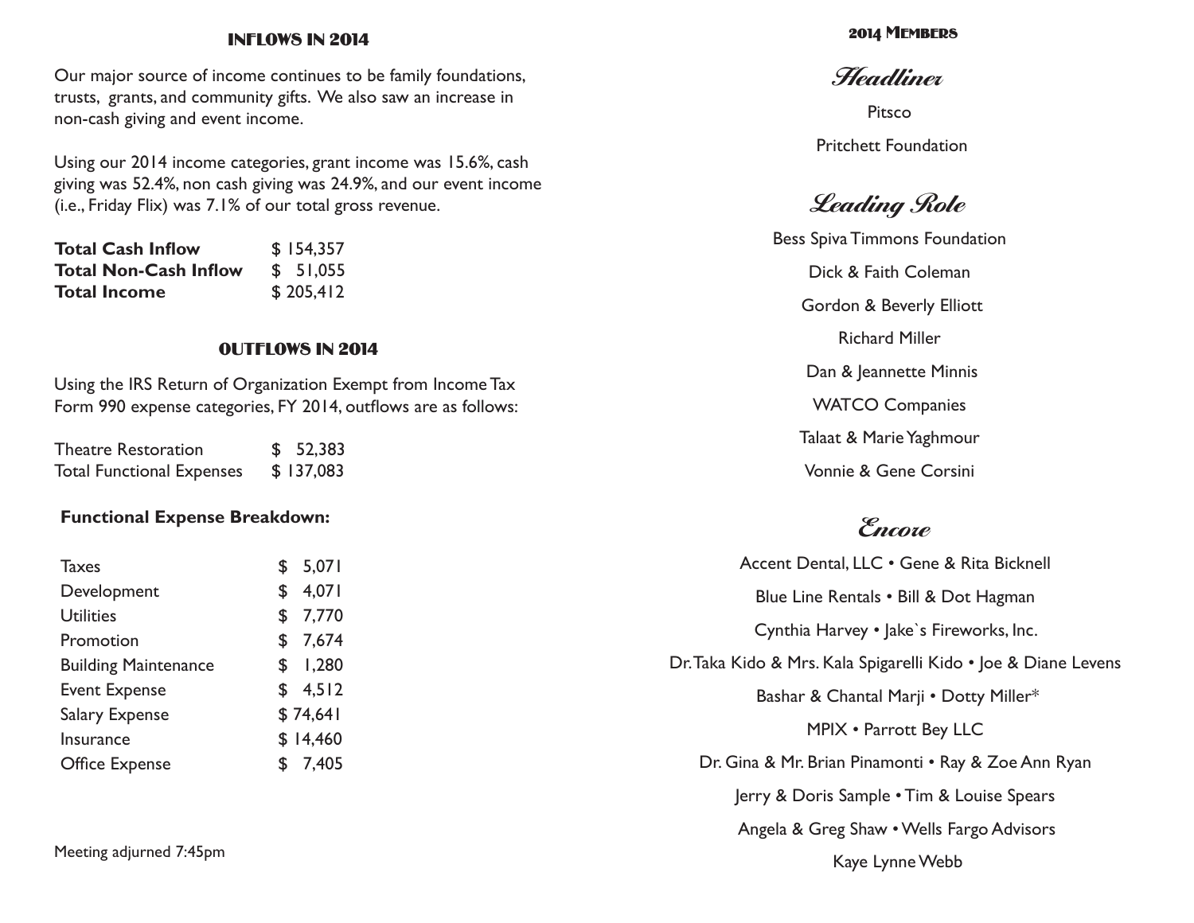## Inflows in 2014

Our major source of income continues to be family foundations, trusts, grants, and community gifts. We also saw an increase in non-cash giving and event income.

Using our 2014 income categories, grant income was 15.6%, cash giving was 52.4%, non cash giving was 24.9%, and our event income (i.e., Friday Flix) was 7.1% of our total gross revenue.

| | |
|---|---|
| **Total Cash Inflow** | $ 154,357 |
| **Total Non-Cash Inflow** | $ 51,055 |
| **Total Income** | $ 205,412 |

## Outflows in 2014

Using the IRS Return of Organization Exempt from Income Tax Form 990 expense categories, FY 2014, outflows are as follows:

| | |
|---|---|
| Theatre Restoration | $ 52,383 |
| Total Functional Expenses | $ 137,083 |

**Functional Expense Breakdown:**

| | |
|---|---|
| Taxes | $ 5,071 |
| Development | $ 4,071 |
| Utilities | $ 7,770 |
| Promotion | $ 7,674 |
| Building Maintenance | $ 1,280 |
| Event Expense | $ 4,512 |
| Salary Expense | $ 74,641 |
| Insurance | $ 14,460 |
| Office Expense | $ 7,405 |

Meeting adjurned 7:45pm

## 2014 Members

### *Headliner*

Pitsco

Pritchett Foundation

### *Leading Role*

Bess Spiva Timmons Foundation

Dick & Faith Coleman

Gordon & Beverly Elliott

Richard Miller

Dan & Jeannette Minnis

WATCO Companies

Talaat & Marie Yaghmour

Vonnie & Gene Corsini

### *Encore*

Accent Dental, LLC • Gene & Rita Bicknell

Blue Line Rentals • Bill & Dot Hagman

Cynthia Harvey • Jake`s Fireworks, Inc.

Dr. Taka Kido & Mrs. Kala Spigarelli Kido • Joe & Diane Levens

Bashar & Chantal Marji • Dotty Miller*

MPIX • Parrott Bey LLC

Dr. Gina & Mr. Brian Pinamonti • Ray & Zoe Ann Ryan

Jerry & Doris Sample • Tim & Louise Spears

Angela & Greg Shaw • Wells Fargo Advisors

Kaye Lynne Webb